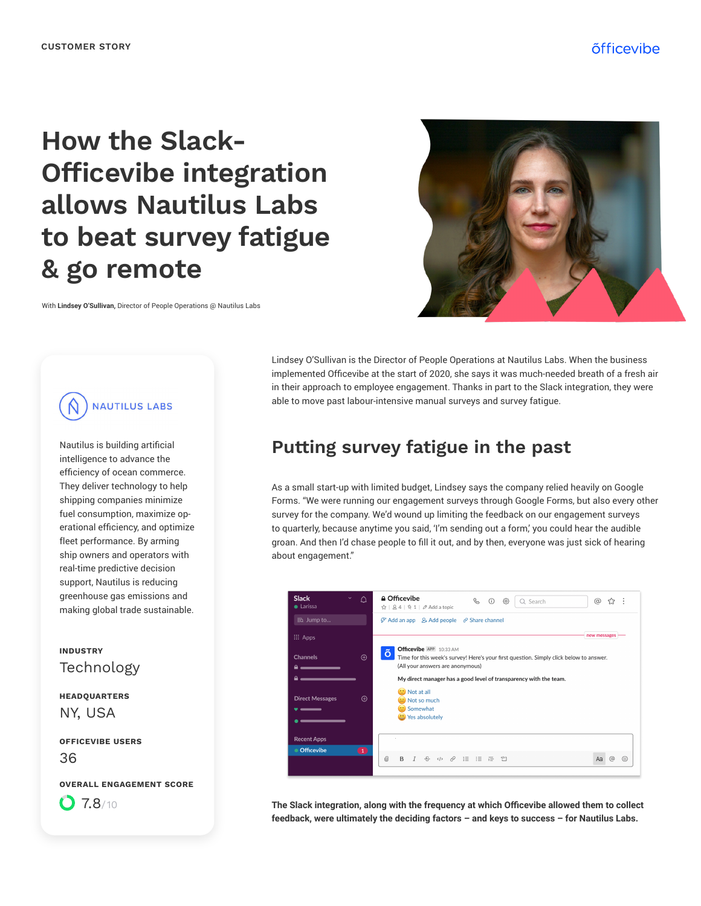CUSTOMER STORY

# How the Slack-Officevibe integration allows Nautilus Labs to beat survey fatigue & go remote

With **Lindsey O'Sullivan,** Director of People Operations @ Nautilus Labs

NAUTILUS LABS

Nautilus is building artificial intelligence to advance the efficiency of ocean commerce. They deliver technology to help shipping companies minimize fuel consumption, maximize operational efficiency, and optimize fleet performance. By arming ship owners and operators with real-time predictive decision support, Nautilus is reducing greenhouse gas emissions and making global trade sustainable.

**INDUSTRY**
Technology

**HEADQUARTERS**
NY, USA

**OFFICEVIBE USERS**
36

**OVERALL ENGAGEMENT SCORE**
7.8/10

Lindsey O'Sullivan is the Director of People Operations at Nautilus Labs. When the business implemented Officevibe at the start of 2020, she says it was much-needed breath of a fresh air in their approach to employee engagement. Thanks in part to the Slack integration, they were able to move past labour-intensive manual surveys and survey fatigue.

## Putting survey fatigue in the past

As a small start-up with limited budget, Lindsey says the company relied heavily on Google Forms. "We were running our engagement surveys through Google Forms, but also every other survey for the company. We'd wound up limiting the feedback on our engagement surveys to quarterly, because anytime you said, 'I'm sending out a form,' you could hear the audible groan. And then I'd chase people to fill it out, and by then, everyone was just sick of hearing about engagement."

**The Slack integration, along with the frequency at which Officevibe allowed them to collect feedback, were ultimately the deciding factors – and keys to success – for Nautilus Labs.**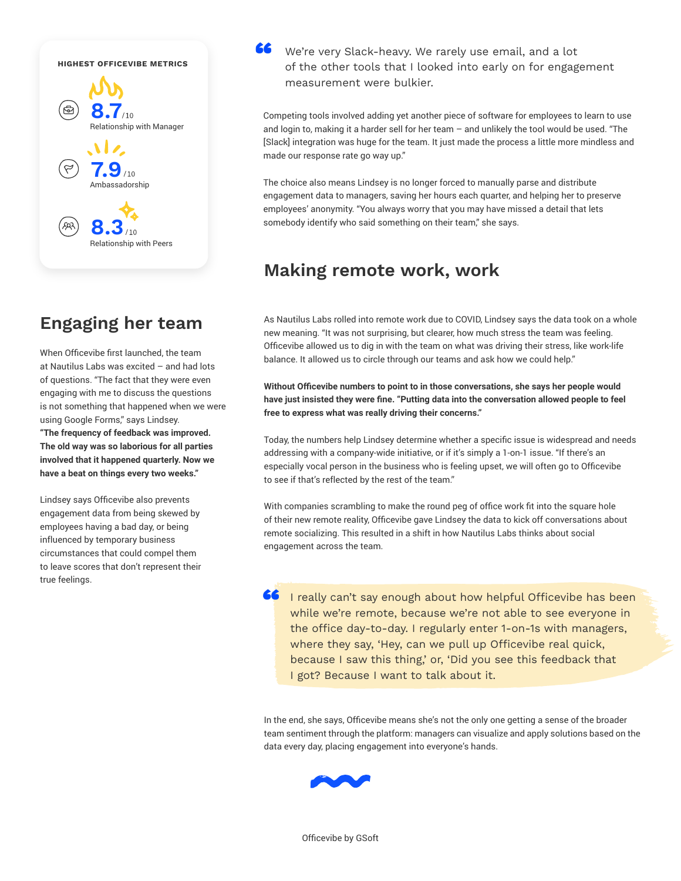**HIGHEST OFFICEVIBE METRICS**

**8.7** /10
Relationship with Manager

**7.9** /10
Ambassadorship

**8.3** /10
Relationship with Peers

> We're very Slack-heavy. We rarely use email, and a lot of the other tools that I looked into early on for engagement measurement were bulkier.

Competing tools involved adding yet another piece of software for employees to learn to use and login to, making it a harder sell for her team – and unlikely the tool would be used. "The [Slack] integration was huge for the team. It just made the process a little more mindless and made our response rate go way up."

The choice also means Lindsey is no longer forced to manually parse and distribute engagement data to managers, saving her hours each quarter, and helping her to preserve employees' anonymity. "You always worry that you may have missed a detail that lets somebody identify who said something on their team," she says.

## Engaging her team

When Officevibe first launched, the team at Nautilus Labs was excited – and had lots of questions. "The fact that they were even engaging with me to discuss the questions is not something that happened when we were using Google Forms," says Lindsey. **"The frequency of feedback was improved. The old way was so laborious for all parties involved that it happened quarterly. Now we have a beat on things every two weeks."**

Lindsey says Officevibe also prevents engagement data from being skewed by employees having a bad day, or being influenced by temporary business circumstances that could compel them to leave scores that don't represent their true feelings.

## Making remote work, work

As Nautilus Labs rolled into remote work due to COVID, Lindsey says the data took on a whole new meaning. "It was not surprising, but clearer, how much stress the team was feeling. Officevibe allowed us to dig in with the team on what was driving their stress, like work-life balance. It allowed us to circle through our teams and ask how we could help."

**Without Officevibe numbers to point to in those conversations, she says her people would have just insisted they were fine. "Putting data into the conversation allowed people to feel free to express what was really driving their concerns."**

Today, the numbers help Lindsey determine whether a specific issue is widespread and needs addressing with a company-wide initiative, or if it's simply a 1-on-1 issue. "If there's an especially vocal person in the business who is feeling upset, we will often go to Officevibe to see if that's reflected by the rest of the team."

With companies scrambling to make the round peg of office work fit into the square hole of their new remote reality, Officevibe gave Lindsey the data to kick off conversations about remote socializing. This resulted in a shift in how Nautilus Labs thinks about social engagement across the team.

> I really can't say enough about how helpful Officevibe has been while we're remote, because we're not able to see everyone in the office day-to-day. I regularly enter 1-on-1s with managers, where they say, 'Hey, can we pull up Officevibe real quick, because I saw this thing,' or, 'Did you see this feedback that I got? Because I want to talk about it.

In the end, she says, Officevibe means she's not the only one getting a sense of the broader team sentiment through the platform: managers can visualize and apply solutions based on the data every day, placing engagement into everyone's hands.

Officevibe by GSoft